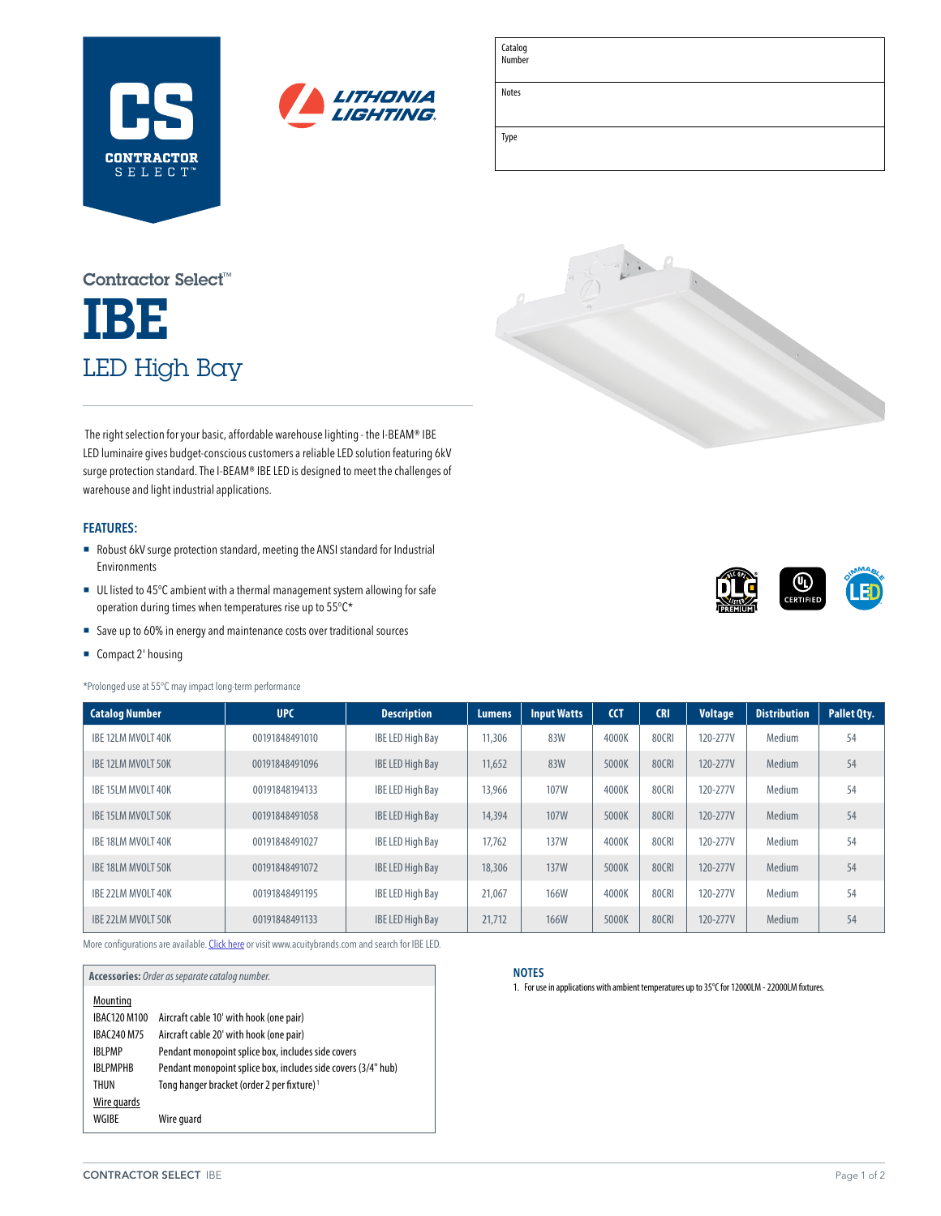CS CONTRACTOR SELECT™

LITHONIA LIGHTING

| Catalog Number | |
|---|---|
| Notes | |
| Type | |

Contractor Select™

# IBE

## LED High Bay

The right selection for your basic, affordable warehouse lighting - the I-BEAM® IBE LED luminaire gives budget-conscious customers a reliable LED solution featuring 6kV surge protection standard. The I-BEAM® IBE LED is designed to meet the challenges of warehouse and light industrial applications.

### FEATURES:

- Robust 6kV surge protection standard, meeting the ANSI standard for Industrial Environments
- UL listed to 45°C ambient with a thermal management system allowing for safe operation during times when temperatures rise up to 55°C*
- Save up to 60% in energy and maintenance costs over traditional sources
- Compact 2' housing

*Prolonged use at 55°C may impact long-term performance

| Catalog Number | UPC | Description | Lumens | Input Watts | CCT | CRI | Voltage | Distribution | Pallet Qty. |
|---|---|---|---|---|---|---|---|---|---|
| IBE 12LM MVOLT 40K | 00191848491010 | IBE LED High Bay | 11,306 | 83W | 4000K | 80CRI | 120-277V | Medium | 54 |
| IBE 12LM MVOLT 50K | 00191848491096 | IBE LED High Bay | 11,652 | 83W | 5000K | 80CRI | 120-277V | Medium | 54 |
| IBE 15LM MVOLT 40K | 00191848194133 | IBE LED High Bay | 13,966 | 107W | 4000K | 80CRI | 120-277V | Medium | 54 |
| IBE 15LM MVOLT 50K | 00191848491058 | IBE LED High Bay | 14,394 | 107W | 5000K | 80CRI | 120-277V | Medium | 54 |
| IBE 18LM MVOLT 40K | 00191848491027 | IBE LED High Bay | 17,762 | 137W | 4000K | 80CRI | 120-277V | Medium | 54 |
| IBE 18LM MVOLT 50K | 00191848491072 | IBE LED High Bay | 18,306 | 137W | 5000K | 80CRI | 120-277V | Medium | 54 |
| IBE 22LM MVOLT 40K | 00191848491195 | IBE LED High Bay | 21,067 | 166W | 4000K | 80CRI | 120-277V | Medium | 54 |
| IBE 22LM MVOLT 50K | 00191848491133 | IBE LED High Bay | 21,712 | 166W | 5000K | 80CRI | 120-277V | Medium | 54 |

More configurations are available. Click here or visit www.acuitybrands.com and search for IBE LED.

**Accessories:** *Order as separate catalog number.*

| Mounting | |
|---|---|
| IBAC120 M100 | Aircraft cable 10' with hook (one pair) |
| IBAC240 M75 | Aircraft cable 20' with hook (one pair) |
| IBLPMP | Pendant monopoint splice box, includes side covers |
| IBLPMPHB | Pendant monopoint splice box, includes side covers (3/4" hub) |
| THUN | Tong hanger bracket (order 2 per fixture) [1] |
| **Wire guards** | |
| WGIBE | Wire guard |

### NOTES

1. For use in applications with ambient temperatures up to 35°C for 12000LM - 22000LM fixtures.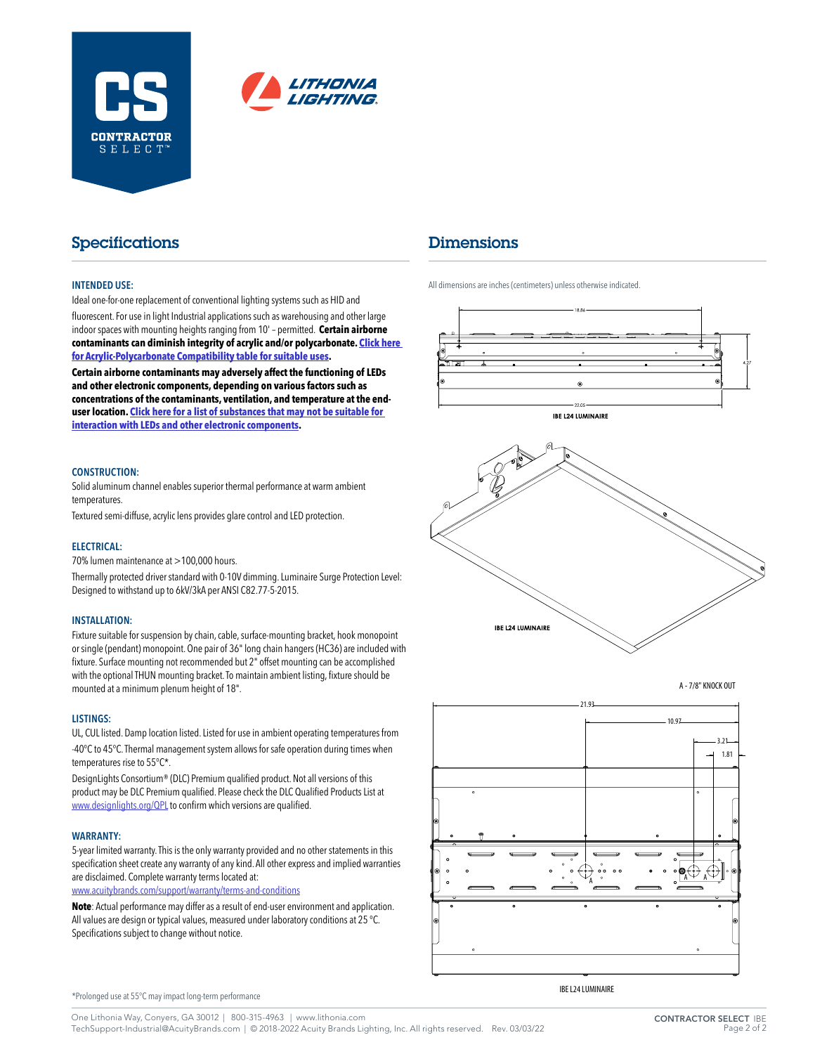# Specifications

### INTENDED USE:

Ideal one-for-one replacement of conventional lighting systems such as HID and fluorescent. For use in light Industrial applications such as warehousing and other large indoor spaces with mounting heights ranging from 10' – permitted. **Certain airborne contaminants can diminish integrity of acrylic and/or polycarbonate. [Click here for Acrylic-Polycarbonate Compatibility table for suitable uses](#).**

**Certain airborne contaminants may adversely affect the functioning of LEDs and other electronic components, depending on various factors such as concentrations of the contaminants, ventilation, and temperature at the end-user location. [Click here for a list of substances that may not be suitable for interaction with LEDs and other electronic components](#).**

### CONSTRUCTION:

Solid aluminum channel enables superior thermal performance at warm ambient temperatures.

Textured semi-diffuse, acrylic lens provides glare control and LED protection.

### ELECTRICAL:

70% lumen maintenance at >100,000 hours.

Thermally protected driver standard with 0-10V dimming. Luminaire Surge Protection Level: Designed to withstand up to 6kV/3kA per ANSI C82.77-5-2015.

### INSTALLATION:

Fixture suitable for suspension by chain, cable, surface-mounting bracket, hook monopoint or single (pendant) monopoint. One pair of 36" long chain hangers (HC36) are included with fixture. Surface mounting not recommended but 2" offset mounting can be accomplished with the optional THUN mounting bracket. To maintain ambient listing, fixture should be mounted at a minimum plenum height of 18".

### LISTINGS:

UL, CUL listed. Damp location listed. Listed for use in ambient operating temperatures from -40°C to 45°C. Thermal management system allows for safe operation during times when temperatures rise to 55°C*.

DesignLights Consortium® (DLC) Premium qualified product. Not all versions of this product may be DLC Premium qualified. Please check the DLC Qualified Products List at www.designlights.org/QPL to confirm which versions are qualified.

### WARRANTY:

5-year limited warranty. This is the only warranty provided and no other statements in this specification sheet create any warranty of any kind. All other express and implied warranties are disclaimed. Complete warranty terms located at:

www.acuitybrands.com/support/warranty/terms-and-conditions

**Note**: Actual performance may differ as a result of end-user environment and application. All values are design or typical values, measured under laboratory conditions at 25 °C. Specifications subject to change without notice.

# Dimensions

All dimensions are inches (centimeters) unless otherwise indicated.

18.86

4.27

22.05

IBE L24 LUMINAIRE

IBE L24 LUMINAIRE

A - 7/8" KNOCK OUT

21.93

10.97

3.21

1.81

IBE L24 LUMINAIRE

*Prolonged use at 55°C may impact long-term performance

One Lithonia Way, Conyers, GA 30012 | 800-315-4963 | www.lithonia.com
TechSupport-Industrial@AcuityBrands.com | © 2018-2022 Acuity Brands Lighting, Inc. All rights reserved. Rev. 03/03/22